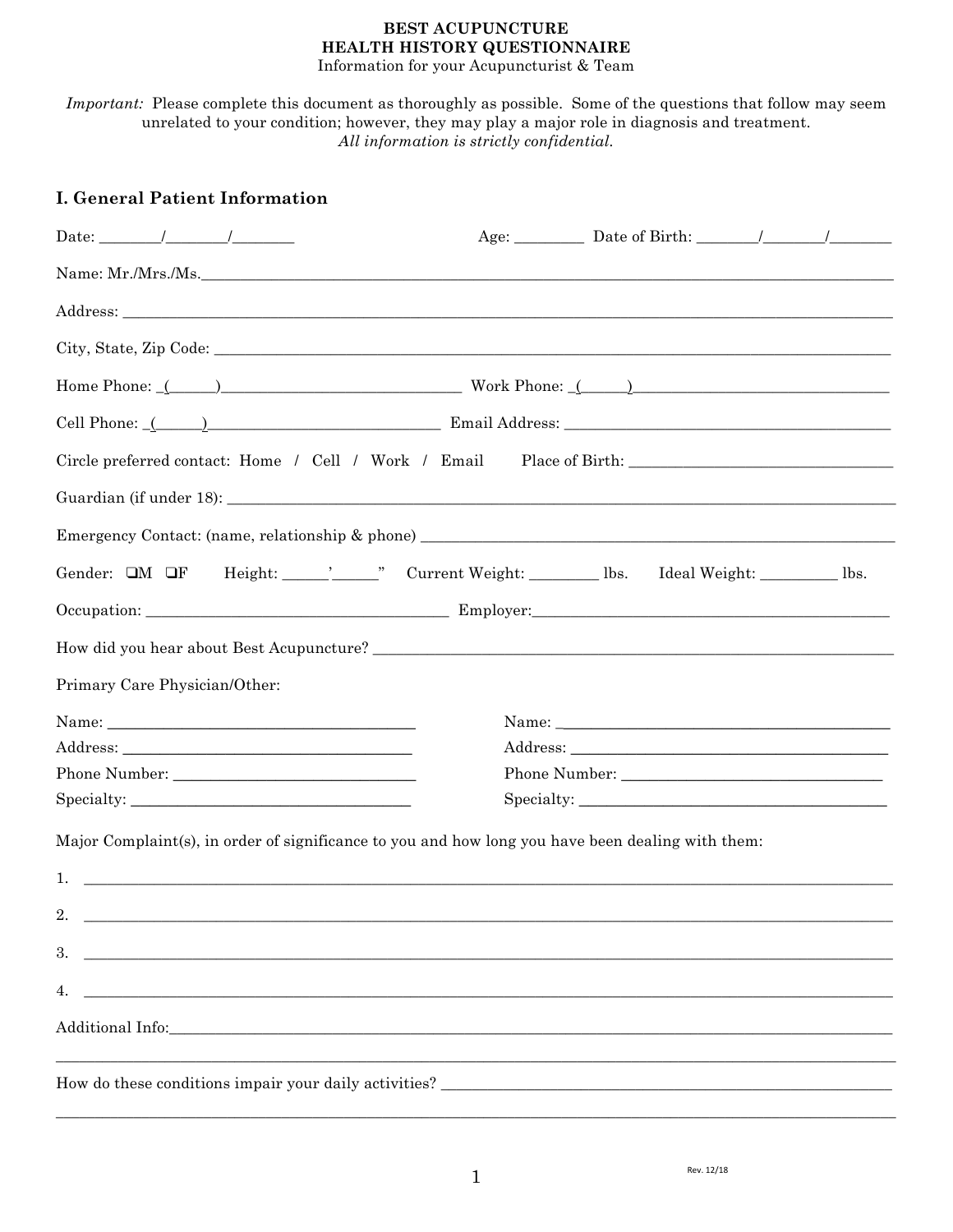**BEST ACUPUNCTURE**
**HEALTH HISTORY QUESTIONNAIRE**
Information for your Acupuncturist & Team

*Important:* Please complete this document as thoroughly as possible. Some of the questions that follow may seem unrelated to your condition; however, they may play a major role in diagnosis and treatment.
*All information is strictly confidential.*

## I. General Patient Information

Date: ________/________/________ Age: _________ Date of Birth: ________/________/________

Name: Mr./Mrs./Ms.______________________________________________________________

Address: ______________________________________________________________________

City, State, Zip Code: _________________________________________________________

Home Phone: _(______)______________________________ Work Phone: _(______)______________________________

Cell Phone: _(______)______________________________ Email Address: ______________________________

Circle preferred contact: Home / Cell / Work / Email Place of Birth: ______________________________

Guardian (if under 18): ________________________________________________________

Emergency Contact: (name, relationship & phone) ______________________________________

Gender: ❑M ❑F Height: ______'______" Current Weight: _________ lbs. Ideal Weight: __________ lbs.

Occupation: ______________________________ Employer:______________________________

How did you hear about Best Acupuncture? ____________________________________________

Primary Care Physician/Other:

Name: ______________________________
Address: ______________________________
Phone Number: ______________________________
Specialty: ______________________________

Name: ______________________________
Address: ______________________________
Phone Number: ______________________________
Specialty: ______________________________

Major Complaint(s), in order of significance to you and how long you have been dealing with them:

1. ______________________________________________________________________________

2. ______________________________________________________________________________

3. ______________________________________________________________________________

4. ______________________________________________________________________________

Additional Info:________________________________________________________________

_______________________________________________________________________________

How do these conditions impair your daily activities? _________________________________

_______________________________________________________________________________

Rev. 12/18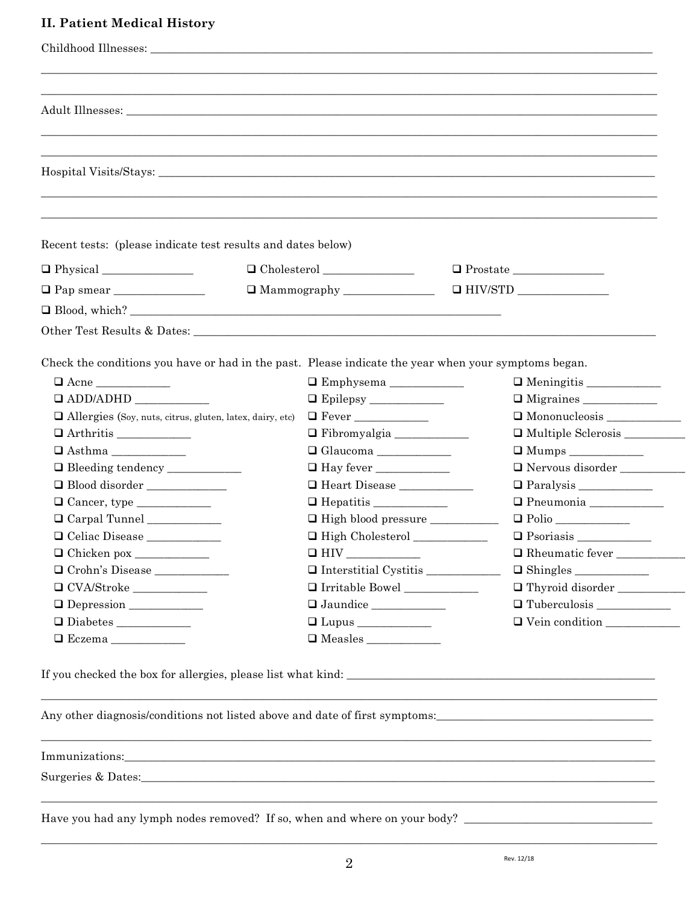## II. Patient Medical History

Childhood Illnesses: ____________________________________________

____________________________________________

____________________________________________

Adult Illnesses: ____________________________________________

____________________________________________

____________________________________________

Hospital Visits/Stays: ____________________________________________

____________________________________________

____________________________________________

Recent tests: (please indicate test results and dates below)

- ❑ Physical _______________
- ❑ Cholesterol _______________
- ❑ Prostate _______________
- ❑ Pap smear _______________
- ❑ Mammography _______________
- ❑ HIV/STD _______________
- ❑ Blood, which? ____________________________________________

Other Test Results & Dates: ____________________________________________

Check the conditions you have or had in the past. Please indicate the year when your symptoms began.

- ❑ Acne ____________
- ❑ ADD/ADHD ____________
- ❑ Allergies (Soy, nuts, citrus, gluten, latex, dairy, etc)
- ❑ Arthritis ____________
- ❑ Asthma ____________
- ❑ Bleeding tendency ____________
- ❑ Blood disorder ____________
- ❑ Cancer, type ____________
- ❑ Carpal Tunnel ____________
- ❑ Celiac Disease ____________
- ❑ Chicken pox ____________
- ❑ Crohn's Disease ____________
- ❑ CVA/Stroke ____________
- ❑ Depression ____________
- ❑ Diabetes ____________
- ❑ Eczema ____________
- ❑ Emphysema ____________
- ❑ Epilepsy ____________
- ❑ Fever ____________
- ❑ Fibromyalgia ____________
- ❑ Glaucoma ____________
- ❑ Hay fever ____________
- ❑ Heart Disease ____________
- ❑ Hepatitis ____________
- ❑ High blood pressure ____________
- ❑ High Cholesterol ____________
- ❑ HIV ____________
- ❑ Interstitial Cystitis ____________
- ❑ Irritable Bowel ____________
- ❑ Jaundice ____________
- ❑ Lupus ____________
- ❑ Measles ____________
- ❑ Meningitis ____________
- ❑ Migraines ____________
- ❑ Mononucleosis ____________
- ❑ Multiple Sclerosis ____________
- ❑ Mumps ____________
- ❑ Nervous disorder ____________
- ❑ Paralysis ____________
- ❑ Pneumonia ____________
- ❑ Polio ____________
- ❑ Psoriasis ____________
- ❑ Rheumatic fever ____________
- ❑ Shingles ____________
- ❑ Thyroid disorder ____________
- ❑ Tuberculosis ____________
- ❑ Vein condition ____________

If you checked the box for allergies, please list what kind: ____________________________________________

____________________________________________

Any other diagnosis/conditions not listed above and date of first symptoms: ____________________________________________

____________________________________________

Immunizations: ____________________________________________

Surgeries & Dates: ____________________________________________

____________________________________________

Have you had any lymph nodes removed? If so, when and where on your body? ____________________________________________

____________________________________________

Rev. 12/18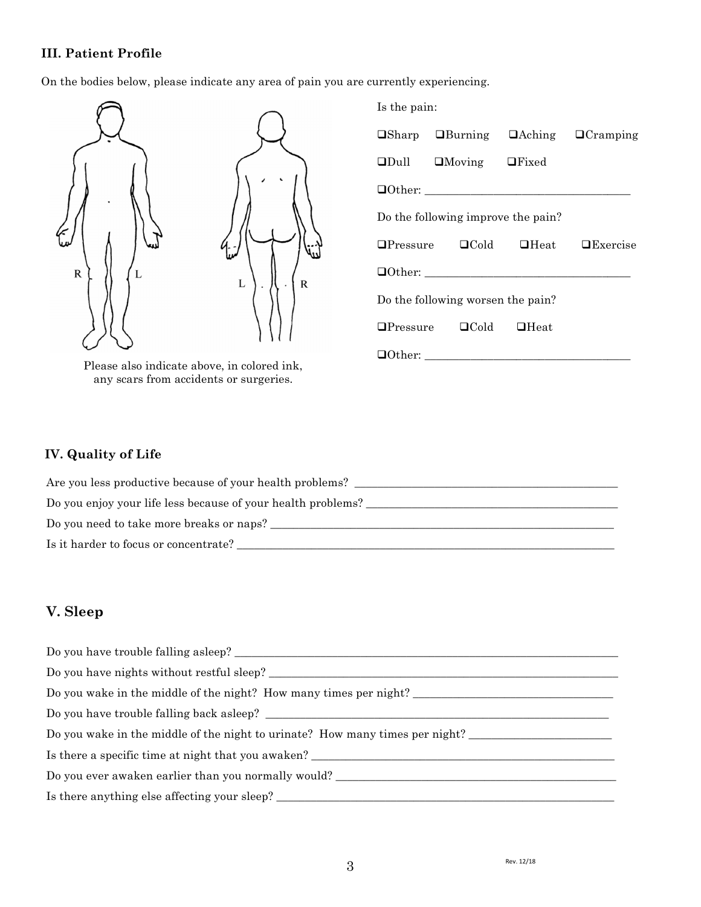### III. Patient Profile

On the bodies below, please indicate any area of pain you are currently experiencing.

R L

L R

Please also indicate above, in colored ink, any scars from accidents or surgeries.

Is the pain:

❑Sharp ❑Burning ❑Aching ❑Cramping

❑Dull ❑Moving ❑Fixed

❑Other: ___________________________________

Do the following improve the pain?

❑Pressure ❑Cold ❑Heat ❑Exercise

❑Other: ___________________________________

Do the following worsen the pain?

❑Pressure ❑Cold ❑Heat

❑Other: ___________________________________

### IV. Quality of Life

Are you less productive because of your health problems? _______________________________________________

Do you enjoy your life less because of your health problems? ____________________________________________

Do you need to take more breaks or naps? ____________________________________________________________

Is it harder to focus or concentrate? _________________________________________________________________

## V. Sleep

Do you have trouble falling asleep? _________________________________________________________________

Do you have nights without restful sleep? ____________________________________________________________

Do you wake in the middle of the night? How many times per night? _________________________________

Do you have trouble falling back asleep? _____________________________________________________________

Do you wake in the middle of the night to urinate? How many times per night? ________________________

Is there a specific time at night that you awaken? _____________________________________________________

Do you ever awaken earlier than you normally would? _________________________________________________

Is there anything else affecting your sleep? __________________________________________________________

Rev. 12/18